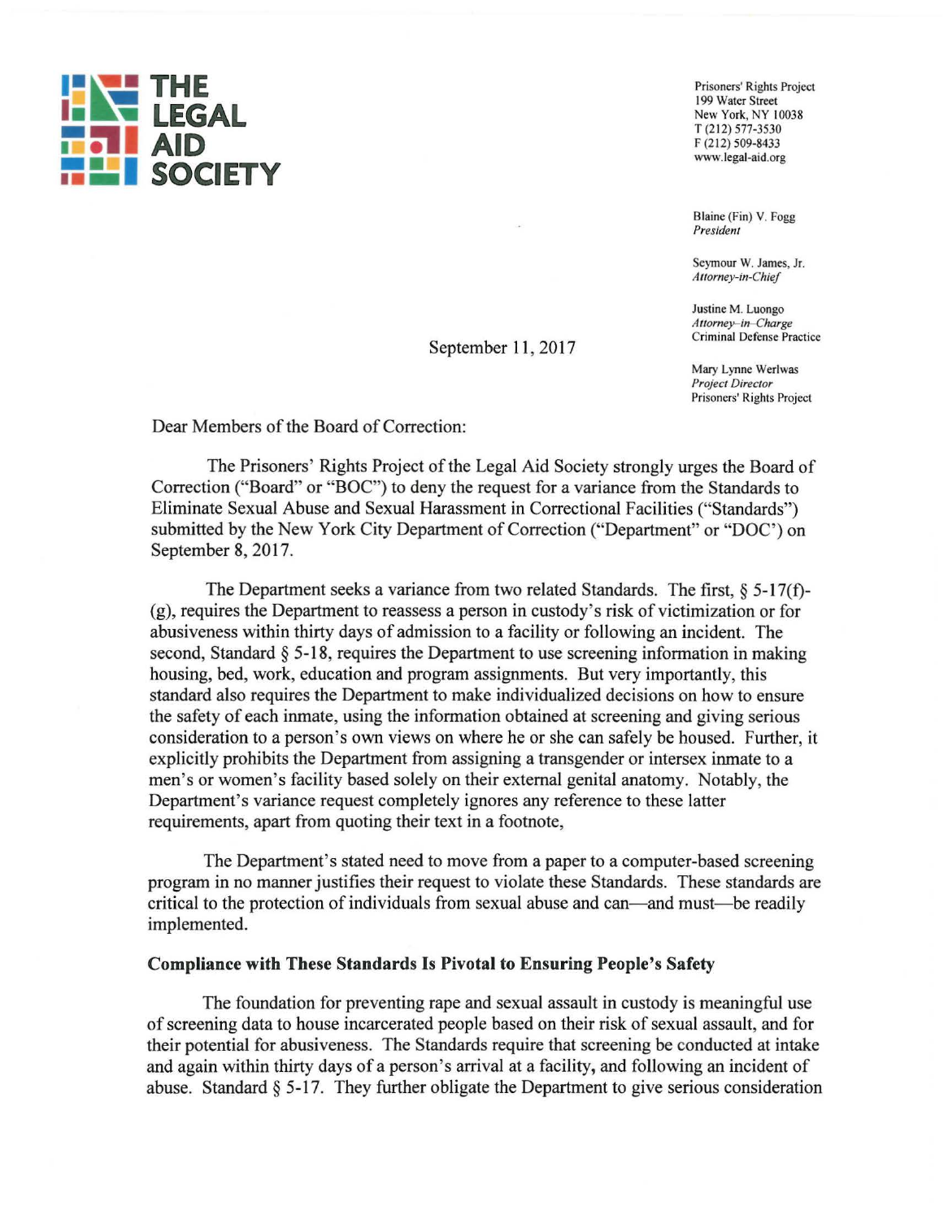**THE LEGAL AID SOCIETY**

Prisoners' Rights Project
199 Water Street
New York, NY 10038
T (212) 577-3530
F (212) 509-8433
www.legal-aid.org

Blaine (Fin) V. Fogg
*President*

Seymour W. James, Jr.
*Attorney-in-Chief*

Justine M. Luongo
*Attorney–in–Charge*
Criminal Defense Practice

Mary Lynne Werlwas
*Project Director*
Prisoners' Rights Project

September 11, 2017

Dear Members of the Board of Correction:

The Prisoners' Rights Project of the Legal Aid Society strongly urges the Board of Correction ("Board" or "BOC") to deny the request for a variance from the Standards to Eliminate Sexual Abuse and Sexual Harassment in Correctional Facilities ("Standards") submitted by the New York City Department of Correction ("Department" or "DOC") on September 8, 2017.

The Department seeks a variance from two related Standards. The first, § 5-17(f)-(g), requires the Department to reassess a person in custody's risk of victimization or for abusiveness within thirty days of admission to a facility or following an incident. The second, Standard § 5-18, requires the Department to use screening information in making housing, bed, work, education and program assignments. But very importantly, this standard also requires the Department to make individualized decisions on how to ensure the safety of each inmate, using the information obtained at screening and giving serious consideration to a person's own views on where he or she can safely be housed. Further, it explicitly prohibits the Department from assigning a transgender or intersex inmate to a men's or women's facility based solely on their external genital anatomy. Notably, the Department's variance request completely ignores any reference to these latter requirements, apart from quoting their text in a footnote,

The Department's stated need to move from a paper to a computer-based screening program in no manner justifies their request to violate these Standards. These standards are critical to the protection of individuals from sexual abuse and can—and must—be readily implemented.

**Compliance with These Standards Is Pivotal to Ensuring People's Safety**

The foundation for preventing rape and sexual assault in custody is meaningful use of screening data to house incarcerated people based on their risk of sexual assault, and for their potential for abusiveness. The Standards require that screening be conducted at intake and again within thirty days of a person's arrival at a facility, and following an incident of abuse. Standard § 5-17. They further obligate the Department to give serious consideration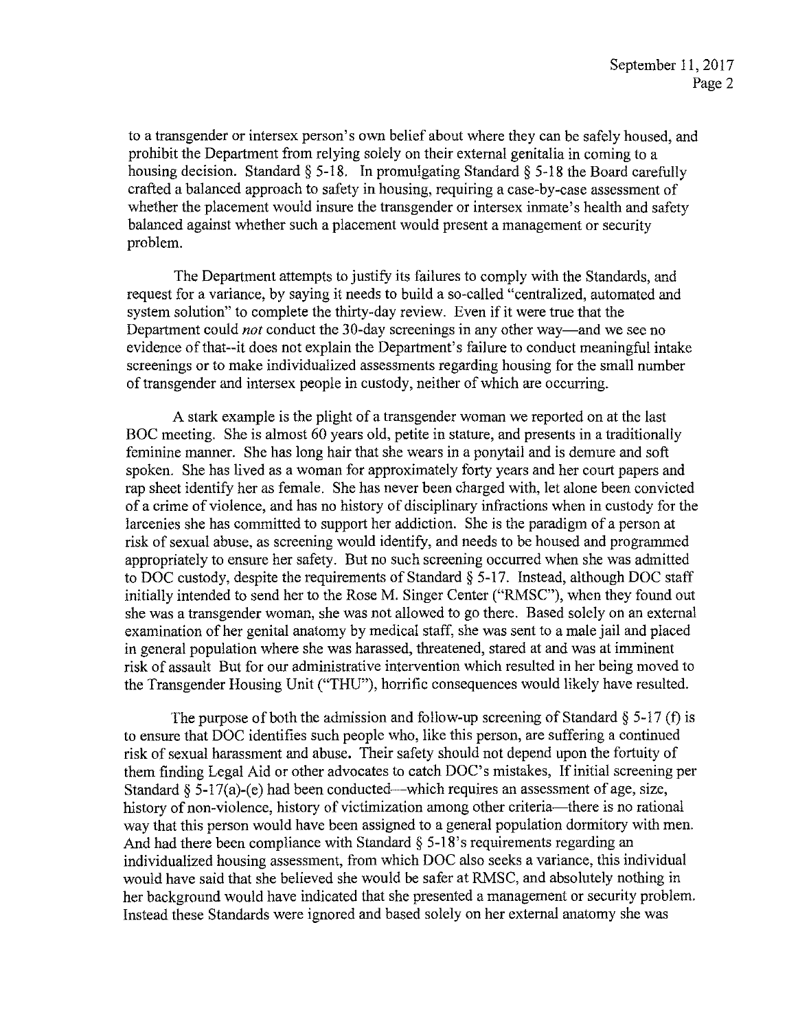to a transgender or intersex person's own belief about where they can be safely housed, and prohibit the Department from relying solely on their external genitalia in coming to a housing decision. Standard § 5-18. In promulgating Standard § 5-18 the Board carefully crafted a balanced approach to safety in housing, requiring a case-by-case assessment of whether the placement would insure the transgender or intersex inmate's health and safety balanced against whether such a placement would present a management or security problem.

The Department attempts to justify its failures to comply with the Standards, and request for a variance, by saying it needs to build a so-called "centralized, automated and system solution" to complete the thirty-day review. Even if it were true that the Department could *not* conduct the 30-day screenings in any other way—and we see no evidence of that--it does not explain the Department's failure to conduct meaningful intake screenings or to make individualized assessments regarding housing for the small number of transgender and intersex people in custody, neither of which are occurring.

A stark example is the plight of a transgender woman we reported on at the last BOC meeting. She is almost 60 years old, petite in stature, and presents in a traditionally feminine manner. She has long hair that she wears in a ponytail and is demure and soft spoken. She has lived as a woman for approximately forty years and her court papers and rap sheet identify her as female. She has never been charged with, let alone been convicted of a crime of violence, and has no history of disciplinary infractions when in custody for the larcenies she has committed to support her addiction. She is the paradigm of a person at risk of sexual abuse, as screening would identify, and needs to be housed and programmed appropriately to ensure her safety. But no such screening occurred when she was admitted to DOC custody, despite the requirements of Standard § 5-17. Instead, although DOC staff initially intended to send her to the Rose M. Singer Center ("RMSC"), when they found out she was a transgender woman, she was not allowed to go there. Based solely on an external examination of her genital anatomy by medical staff, she was sent to a male jail and placed in general population where she was harassed, threatened, stared at and was at imminent risk of assault But for our administrative intervention which resulted in her being moved to the Transgender Housing Unit ("THU"), horrific consequences would likely have resulted.

The purpose of both the admission and follow-up screening of Standard § 5-17 (f) is to ensure that DOC identifies such people who, like this person, are suffering a continued risk of sexual harassment and abuse. Their safety should not depend upon the fortuity of them finding Legal Aid or other advocates to catch DOC's mistakes, If initial screening per Standard § 5-17(a)-(e) had been conducted—which requires an assessment of age, size, history of non-violence, history of victimization among other criteria—there is no rational way that this person would have been assigned to a general population dormitory with men. And had there been compliance with Standard § 5-18's requirements regarding an individualized housing assessment, from which DOC also seeks a variance, this individual would have said that she believed she would be safer at RMSC, and absolutely nothing in her background would have indicated that she presented a management or security problem. Instead these Standards were ignored and based solely on her external anatomy she was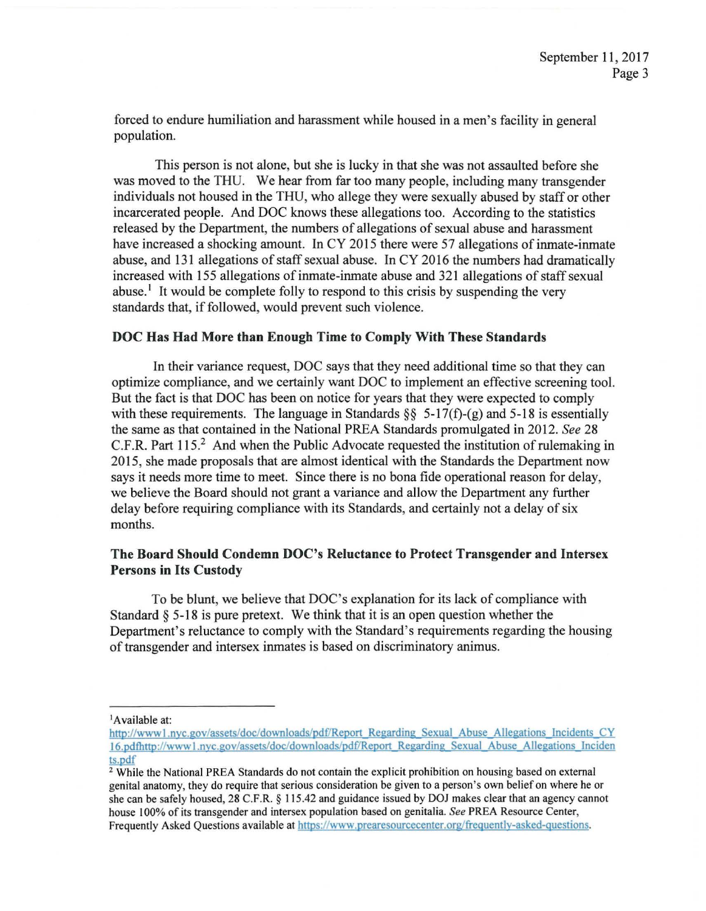forced to endure humiliation and harassment while housed in a men's facility in general population.

This person is not alone, but she is lucky in that she was not assaulted before she was moved to the THU. We hear from far too many people, including many transgender individuals not housed in the THU, who allege they were sexually abused by staff or other incarcerated people. And DOC knows these allegations too. According to the statistics released by the Department, the numbers of allegations of sexual abuse and harassment have increased a shocking amount. In CY 2015 there were 57 allegations of inmate-inmate abuse, and 131 allegations of staff sexual abuse. In CY 2016 the numbers had dramatically increased with 155 allegations of inmate-inmate abuse and 321 allegations of staff sexual abuse.[1] It would be complete folly to respond to this crisis by suspending the very standards that, if followed, would prevent such violence.

**DOC Has Had More than Enough Time to Comply With These Standards**

In their variance request, DOC says that they need additional time so that they can optimize compliance, and we certainly want DOC to implement an effective screening tool. But the fact is that DOC has been on notice for years that they were expected to comply with these requirements. The language in Standards §§ 5-17(f)-(g) and 5-18 is essentially the same as that contained in the National PREA Standards promulgated in 2012. *See* 28 C.F.R. Part 115.[2] And when the Public Advocate requested the institution of rulemaking in 2015, she made proposals that are almost identical with the Standards the Department now says it needs more time to meet. Since there is no bona fide operational reason for delay, we believe the Board should not grant a variance and allow the Department any further delay before requiring compliance with its Standards, and certainly not a delay of six months.

**The Board Should Condemn DOC's Reluctance to Protect Transgender and Intersex Persons in Its Custody**

To be blunt, we believe that DOC's explanation for its lack of compliance with Standard § 5-18 is pure pretext. We think that it is an open question whether the Department's reluctance to comply with the Standard's requirements regarding the housing of transgender and intersex inmates is based on discriminatory animus.

---

[1] Available at:
http://www1.nyc.gov/assets/doc/downloads/pdf/Report_Regarding_Sexual_Abuse_Allegations_Incidents_CY16.pdfhttp://www1.nyc.gov/assets/doc/downloads/pdf/Report_Regarding_Sexual_Abuse_Allegations_Incidents.pdf

[2] While the National PREA Standards do not contain the explicit prohibition on housing based on external genital anatomy, they do require that serious consideration be given to a person's own belief on where he or she can be safely housed, 28 C.F.R. § 115.42 and guidance issued by DOJ makes clear that an agency cannot house 100% of its transgender and intersex population based on genitalia. *See* PREA Resource Center, Frequently Asked Questions available at https://www.prearesourcecenter.org/frequently-asked-questions.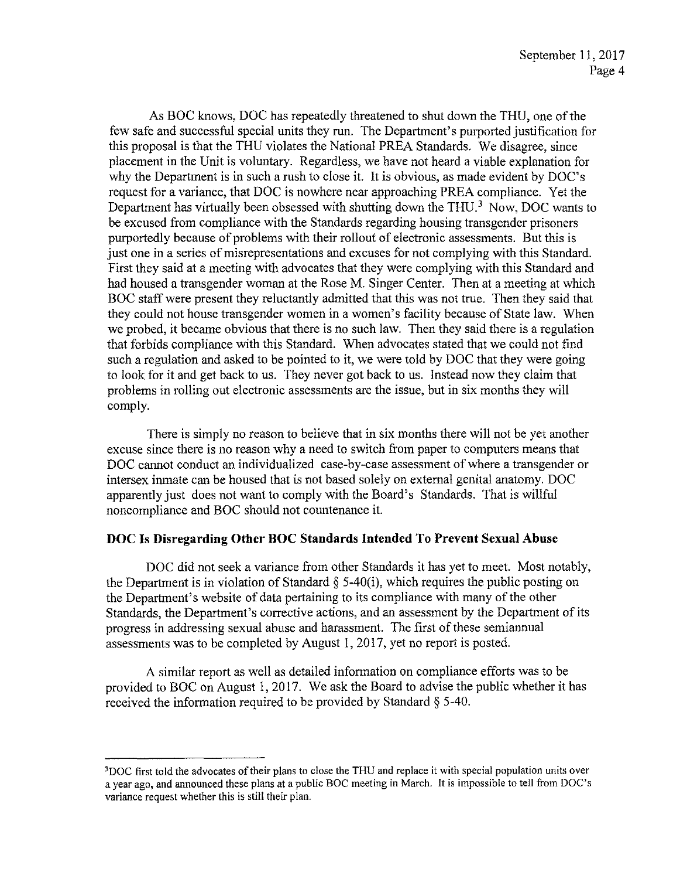As BOC knows, DOC has repeatedly threatened to shut down the THU, one of the few safe and successful special units they run. The Department's purported justification for this proposal is that the THU violates the National PREA Standards. We disagree, since placement in the Unit is voluntary. Regardless, we have not heard a viable explanation for why the Department is in such a rush to close it. It is obvious, as made evident by DOC's request for a variance, that DOC is nowhere near approaching PREA compliance. Yet the Department has virtually been obsessed with shutting down the THU.[3] Now, DOC wants to be excused from compliance with the Standards regarding housing transgender prisoners purportedly because of problems with their rollout of electronic assessments. But this is just one in a series of misrepresentations and excuses for not complying with this Standard. First they said at a meeting with advocates that they were complying with this Standard and had housed a transgender woman at the Rose M. Singer Center. Then at a meeting at which BOC staff were present they reluctantly admitted that this was not true. Then they said that they could not house transgender women in a women's facility because of State law. When we probed, it became obvious that there is no such law. Then they said there is a regulation that forbids compliance with this Standard. When advocates stated that we could not find such a regulation and asked to be pointed to it, we were told by DOC that they were going to look for it and get back to us. They never got back to us. Instead now they claim that problems in rolling out electronic assessments are the issue, but in six months they will comply.

There is simply no reason to believe that in six months there will not be yet another excuse since there is no reason why a need to switch from paper to computers means that DOC cannot conduct an individualized case-by-case assessment of where a transgender or intersex inmate can be housed that is not based solely on external genital anatomy. DOC apparently just does not want to comply with the Board's Standards. That is willful noncompliance and BOC should not countenance it.

**DOC Is Disregarding Other BOC Standards Intended To Prevent Sexual Abuse**

DOC did not seek a variance from other Standards it has yet to meet. Most notably, the Department is in violation of Standard § 5-40(i), which requires the public posting on the Department's website of data pertaining to its compliance with many of the other Standards, the Department's corrective actions, and an assessment by the Department of its progress in addressing sexual abuse and harassment. The first of these semiannual assessments was to be completed by August 1, 2017, yet no report is posted.

A similar report as well as detailed information on compliance efforts was to be provided to BOC on August 1, 2017. We ask the Board to advise the public whether it has received the information required to be provided by Standard § 5-40.

---

[3] DOC first told the advocates of their plans to close the THU and replace it with special population units over a year ago, and announced these plans at a public BOC meeting in March. It is impossible to tell from DOC's variance request whether this is still their plan.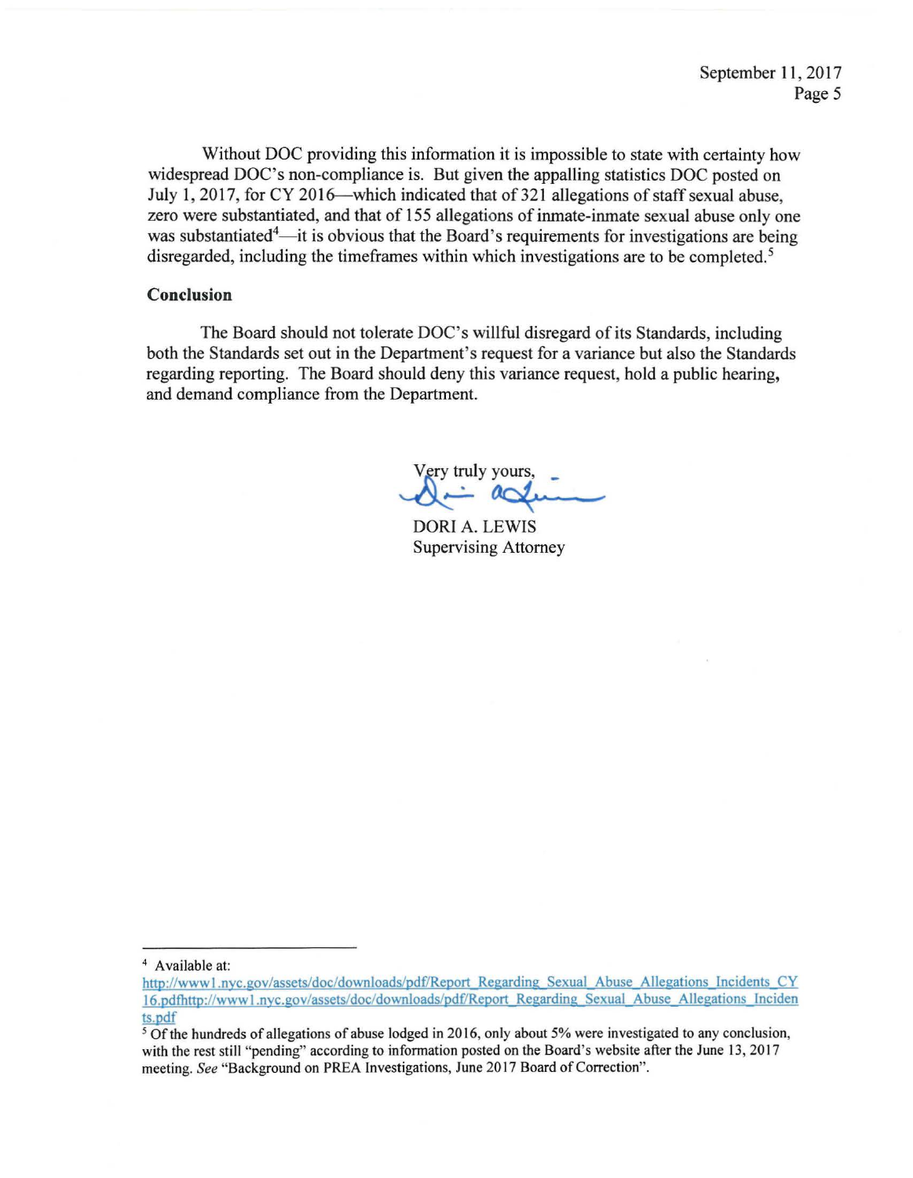Without DOC providing this information it is impossible to state with certainty how widespread DOC's non-compliance is. But given the appalling statistics DOC posted on July 1, 2017, for CY 2016—which indicated that of 321 allegations of staff sexual abuse, zero were substantiated, and that of 155 allegations of inmate-inmate sexual abuse only one was substantiated[4]—it is obvious that the Board's requirements for investigations are being disregarded, including the timeframes within which investigations are to be completed.[5]

## Conclusion

The Board should not tolerate DOC's willful disregard of its Standards, including both the Standards set out in the Department's request for a variance but also the Standards regarding reporting. The Board should deny this variance request, hold a public hearing, and demand compliance from the Department.

Very truly yours,

DORI A. LEWIS
Supervising Attorney

---

[4] Available at: http://www1.nyc.gov/assets/doc/downloads/pdf/Report_Regarding_Sexual_Abuse_Allegations_Incidents_CY16.pdfhttp://www1.nyc.gov/assets/doc/downloads/pdf/Report_Regarding_Sexual_Abuse_Allegations_Incidents.pdf

[5] Of the hundreds of allegations of abuse lodged in 2016, only about 5% were investigated to any conclusion, with the rest still "pending" according to information posted on the Board's website after the June 13, 2017 meeting. *See* "Background on PREA Investigations, June 2017 Board of Correction".